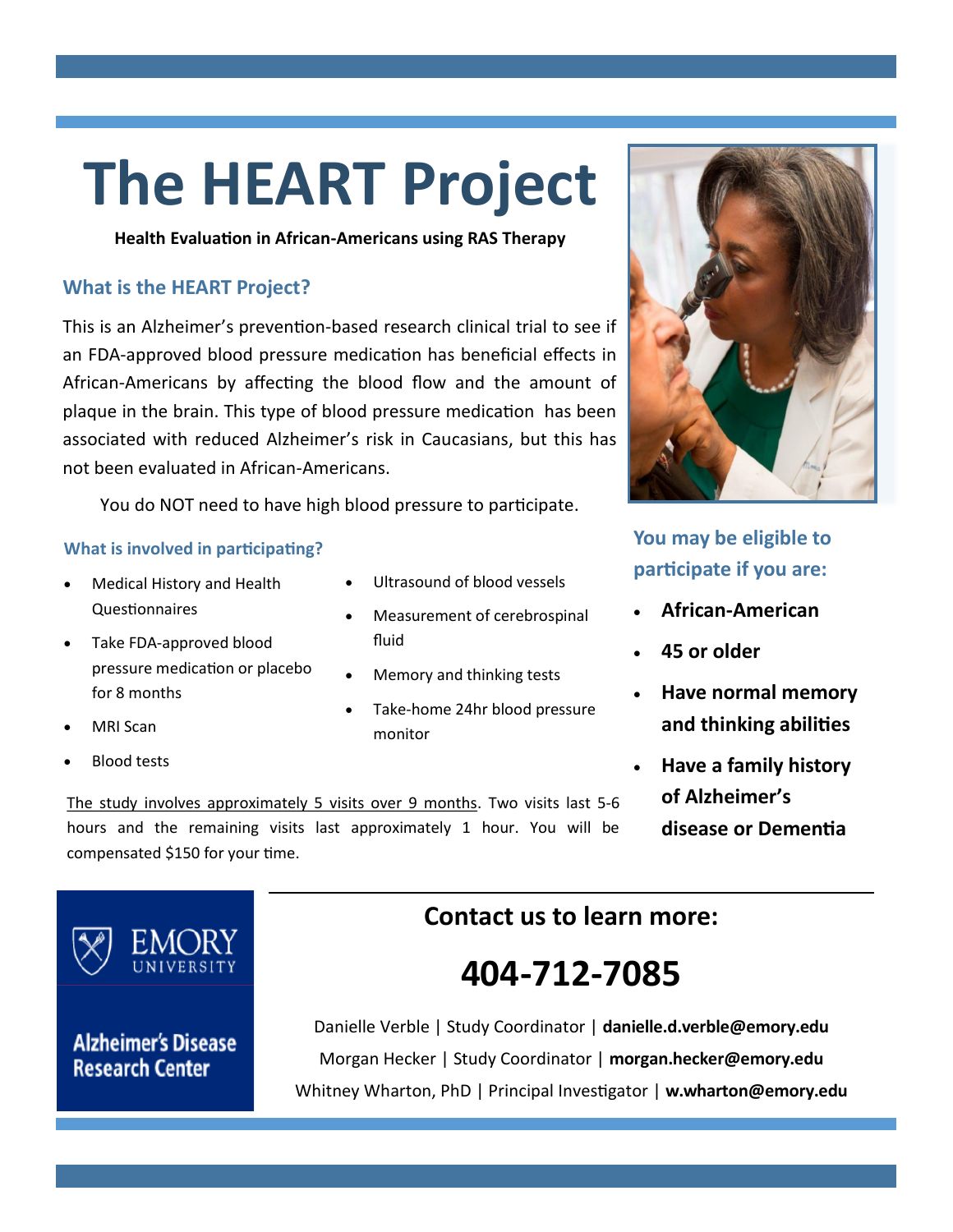# The HEART Project

**Health Evaluation in African-Americans using RAS Therapy**

## What is the HEART Project?

This is an Alzheimer's prevention-based research clinical trial to see if an FDA-approved blood pressure medication has beneficial effects in African-Americans by affecting the blood flow and the amount of plaque in the brain. This type of blood pressure medication has been associated with reduced Alzheimer's risk in Caucasians, but this has not been evaluated in African-Americans.

You do NOT need to have high blood pressure to participate.

### What is involved in participating?

- Medical History and Health Questionnaires
- Take FDA-approved blood pressure medication or placebo for 8 months
- MRI Scan
- Blood tests
- Ultrasound of blood vessels
- Measurement of cerebrospinal fluid
- Memory and thinking tests
- Take-home 24hr blood pressure monitor

The study involves approximately 5 visits over 9 months. Two visits last 5-6 hours and the remaining visits last approximately 1 hour. You will be compensated $150 for your time.

### You may be eligible to participate if you are:

- **African-American**
- **45 or older**
- **Have normal memory and thinking abilities**
- **Have a family history of Alzheimer's disease or Dementia**

EMORY UNIVERSITY

Alzheimer's Disease Research Center

## Contact us to learn more:

# 404-712-7085

Danielle Verble | Study Coordinator | **danielle.d.verble@emory.edu**

Morgan Hecker | Study Coordinator | **morgan.hecker@emory.edu**

Whitney Wharton, PhD | Principal Investigator | **w.wharton@emory.edu**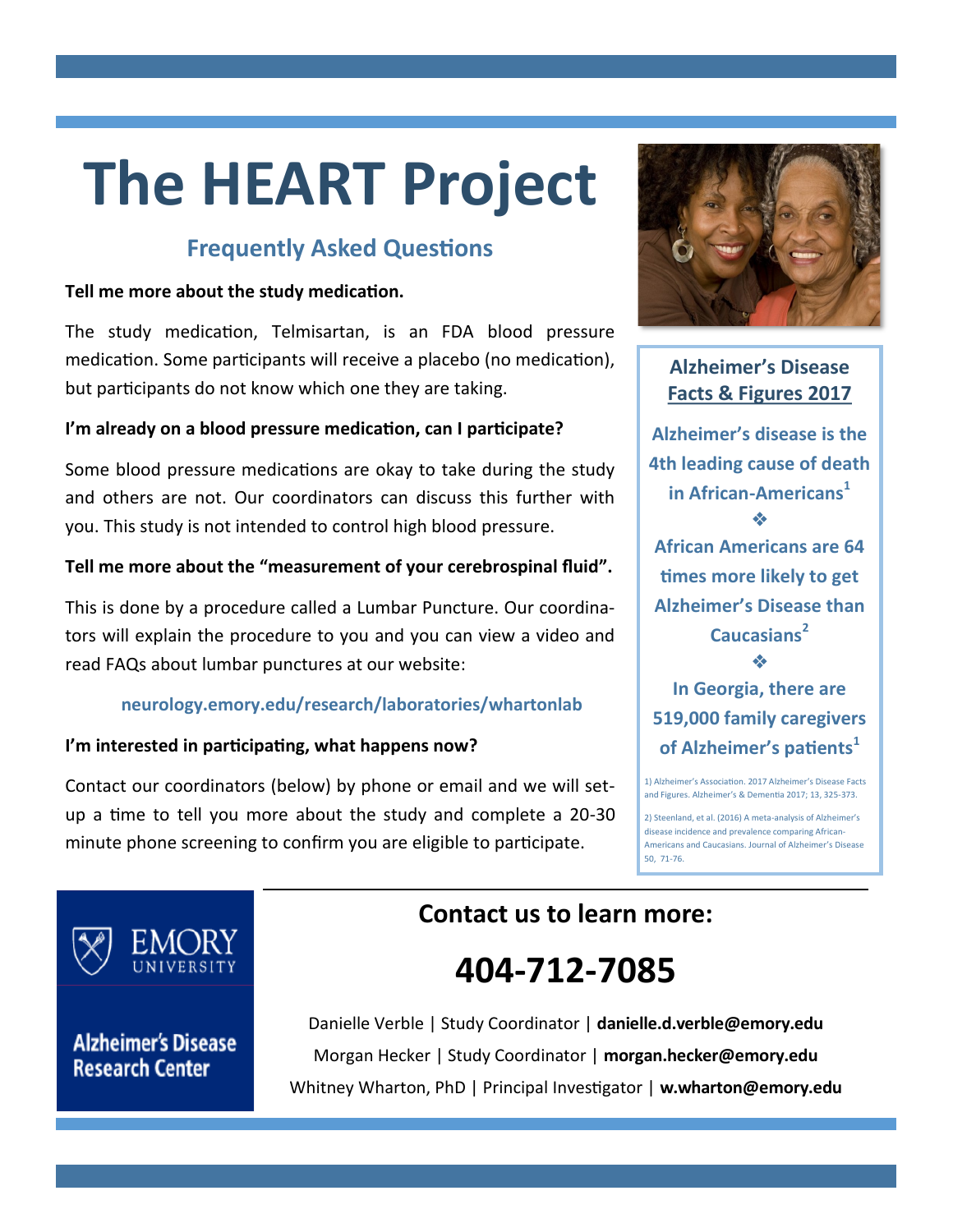# The HEART Project

## Frequently Asked Questions

**Tell me more about the study medication.**

The study medication, Telmisartan, is an FDA blood pressure medication. Some participants will receive a placebo (no medication), but participants do not know which one they are taking.

**I'm already on a blood pressure medication, can I participate?**

Some blood pressure medications are okay to take during the study and others are not. Our coordinators can discuss this further with you. This study is not intended to control high blood pressure.

**Tell me more about the "measurement of your cerebrospinal fluid".**

This is done by a procedure called a Lumbar Puncture. Our coordinators will explain the procedure to you and you can view a video and read FAQs about lumbar punctures at our website:

**neurology.emory.edu/research/laboratories/whartonlab**

**I'm interested in participating, what happens now?**

Contact our coordinators (below) by phone or email and we will set-up a time to tell you more about the study and complete a 20-30 minute phone screening to confirm you are eligible to participate.

### Alzheimer's Disease Facts & Figures 2017

**Alzheimer's disease is the 4th leading cause of death in African-Americans[1]**

❖

**African Americans are 64 times more likely to get Alzheimer's Disease than Caucasians[2]**

❖

**In Georgia, there are 519,000 family caregivers of Alzheimer's patients[1]**

1) Alzheimer's Association. 2017 Alzheimer's Disease Facts and Figures. Alzheimer's & Dementia 2017; 13, 325-373.

2) Steenland, et al. (2016) A meta-analysis of Alzheimer's disease incidence and prevalence comparing African-Americans and Caucasians. Journal of Alzheimer's Disease 50, 71-76.

EMORY UNIVERSITY

Alzheimer's Disease Research Center

## Contact us to learn more:

# 404-712-7085

Danielle Verble | Study Coordinator | **danielle.d.verble@emory.edu**

Morgan Hecker | Study Coordinator | **morgan.hecker@emory.edu**

Whitney Wharton, PhD | Principal Investigator | **w.wharton@emory.edu**